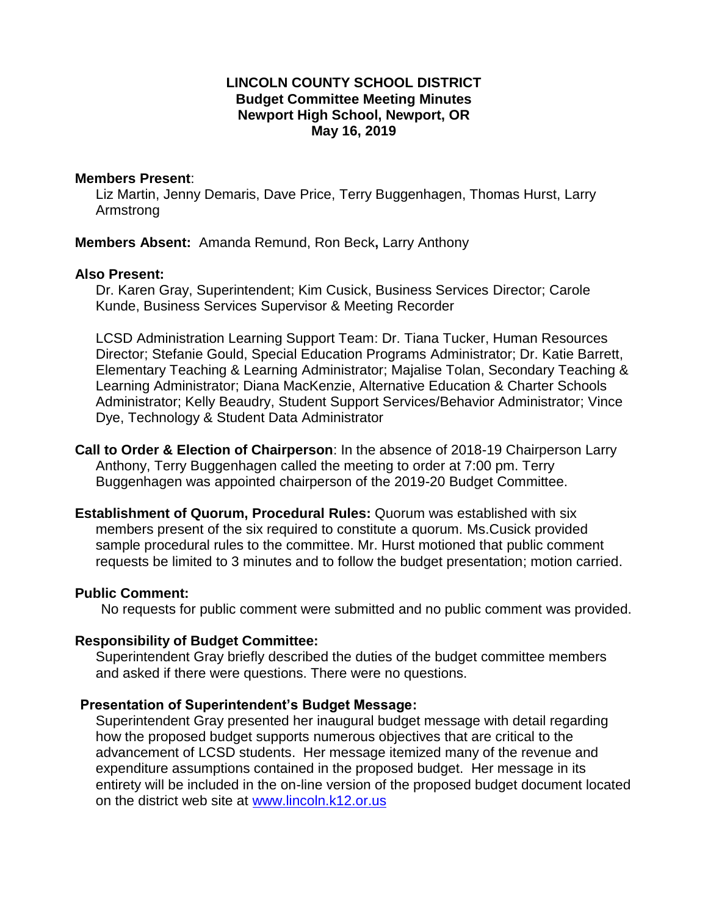**LINCOLN COUNTY SCHOOL DISTRICT**
**Budget Committee Meeting Minutes**
**Newport High School, Newport, OR**
**May 16, 2019**

**Members Present**:
Liz Martin, Jenny Demaris, Dave Price, Terry Buggenhagen, Thomas Hurst, Larry Armstrong

**Members Absent:** Amanda Remund, Ron Beck**,** Larry Anthony

**Also Present:**
Dr. Karen Gray, Superintendent; Kim Cusick, Business Services Director; Carole Kunde, Business Services Supervisor & Meeting Recorder

LCSD Administration Learning Support Team: Dr. Tiana Tucker, Human Resources Director; Stefanie Gould, Special Education Programs Administrator; Dr. Katie Barrett, Elementary Teaching & Learning Administrator; Majalise Tolan, Secondary Teaching & Learning Administrator; Diana MacKenzie, Alternative Education & Charter Schools Administrator; Kelly Beaudry, Student Support Services/Behavior Administrator; Vince Dye, Technology & Student Data Administrator

**Call to Order & Election of Chairperson**: In the absence of 2018-19 Chairperson Larry Anthony, Terry Buggenhagen called the meeting to order at 7:00 pm. Terry Buggenhagen was appointed chairperson of the 2019-20 Budget Committee.

**Establishment of Quorum, Procedural Rules:** Quorum was established with six members present of the six required to constitute a quorum. Ms.Cusick provided sample procedural rules to the committee. Mr. Hurst motioned that public comment requests be limited to 3 minutes and to follow the budget presentation; motion carried.

**Public Comment:**
No requests for public comment were submitted and no public comment was provided.

**Responsibility of Budget Committee:**
Superintendent Gray briefly described the duties of the budget committee members and asked if there were questions. There were no questions.

**Presentation of Superintendent's Budget Message:**
Superintendent Gray presented her inaugural budget message with detail regarding how the proposed budget supports numerous objectives that are critical to the advancement of LCSD students. Her message itemized many of the revenue and expenditure assumptions contained in the proposed budget. Her message in its entirety will be included in the on-line version of the proposed budget document located on the district web site at www.lincoln.k12.or.us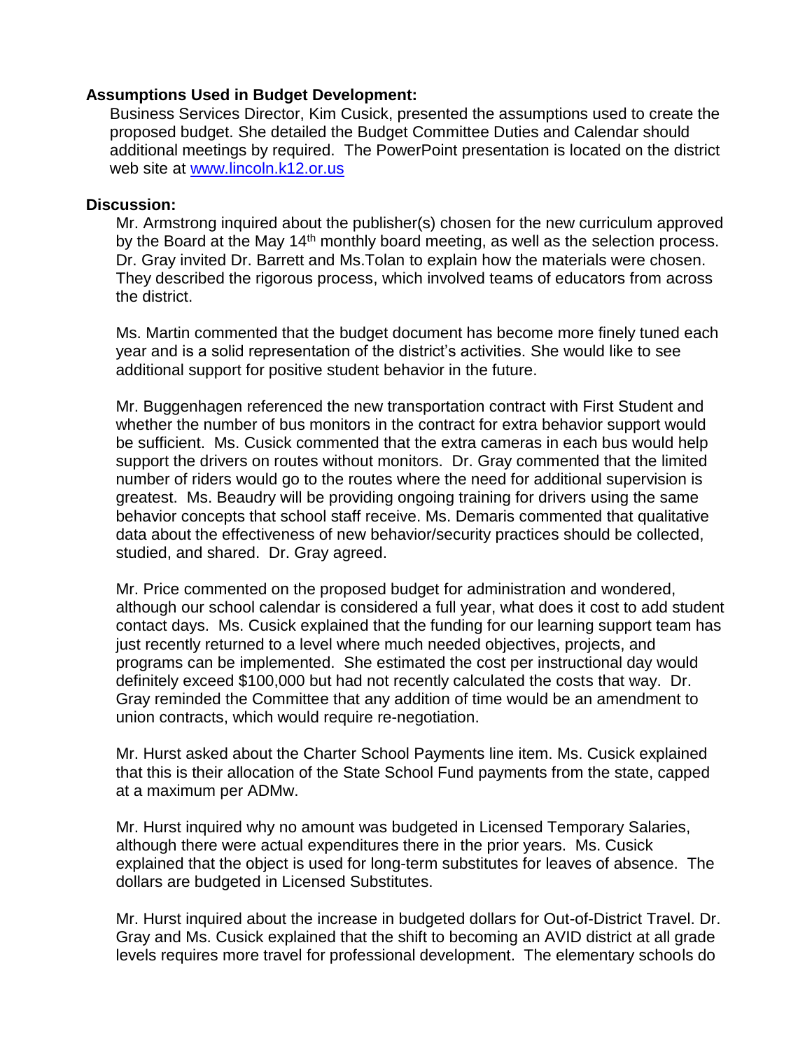**Assumptions Used in Budget Development:**

Business Services Director, Kim Cusick, presented the assumptions used to create the proposed budget. She detailed the Budget Committee Duties and Calendar should additional meetings by required. The PowerPoint presentation is located on the district web site at [www.lincoln.k12.or.us](http://www.lincoln.k12.or.us)

**Discussion:**

Mr. Armstrong inquired about the publisher(s) chosen for the new curriculum approved by the Board at the May 14th monthly board meeting, as well as the selection process. Dr. Gray invited Dr. Barrett and Ms.Tolan to explain how the materials were chosen. They described the rigorous process, which involved teams of educators from across the district.

Ms. Martin commented that the budget document has become more finely tuned each year and is a solid representation of the district's activities. She would like to see additional support for positive student behavior in the future.

Mr. Buggenhagen referenced the new transportation contract with First Student and whether the number of bus monitors in the contract for extra behavior support would be sufficient. Ms. Cusick commented that the extra cameras in each bus would help support the drivers on routes without monitors. Dr. Gray commented that the limited number of riders would go to the routes where the need for additional supervision is greatest. Ms. Beaudry will be providing ongoing training for drivers using the same behavior concepts that school staff receive. Ms. Demaris commented that qualitative data about the effectiveness of new behavior/security practices should be collected, studied, and shared. Dr. Gray agreed.

Mr. Price commented on the proposed budget for administration and wondered, although our school calendar is considered a full year, what does it cost to add student contact days. Ms. Cusick explained that the funding for our learning support team has just recently returned to a level where much needed objectives, projects, and programs can be implemented. She estimated the cost per instructional day would definitely exceed $100,000 but had not recently calculated the costs that way. Dr. Gray reminded the Committee that any addition of time would be an amendment to union contracts, which would require re-negotiation.

Mr. Hurst asked about the Charter School Payments line item. Ms. Cusick explained that this is their allocation of the State School Fund payments from the state, capped at a maximum per ADMw.

Mr. Hurst inquired why no amount was budgeted in Licensed Temporary Salaries, although there were actual expenditures there in the prior years. Ms. Cusick explained that the object is used for long-term substitutes for leaves of absence. The dollars are budgeted in Licensed Substitutes.

Mr. Hurst inquired about the increase in budgeted dollars for Out-of-District Travel. Dr. Gray and Ms. Cusick explained that the shift to becoming an AVID district at all grade levels requires more travel for professional development. The elementary schools do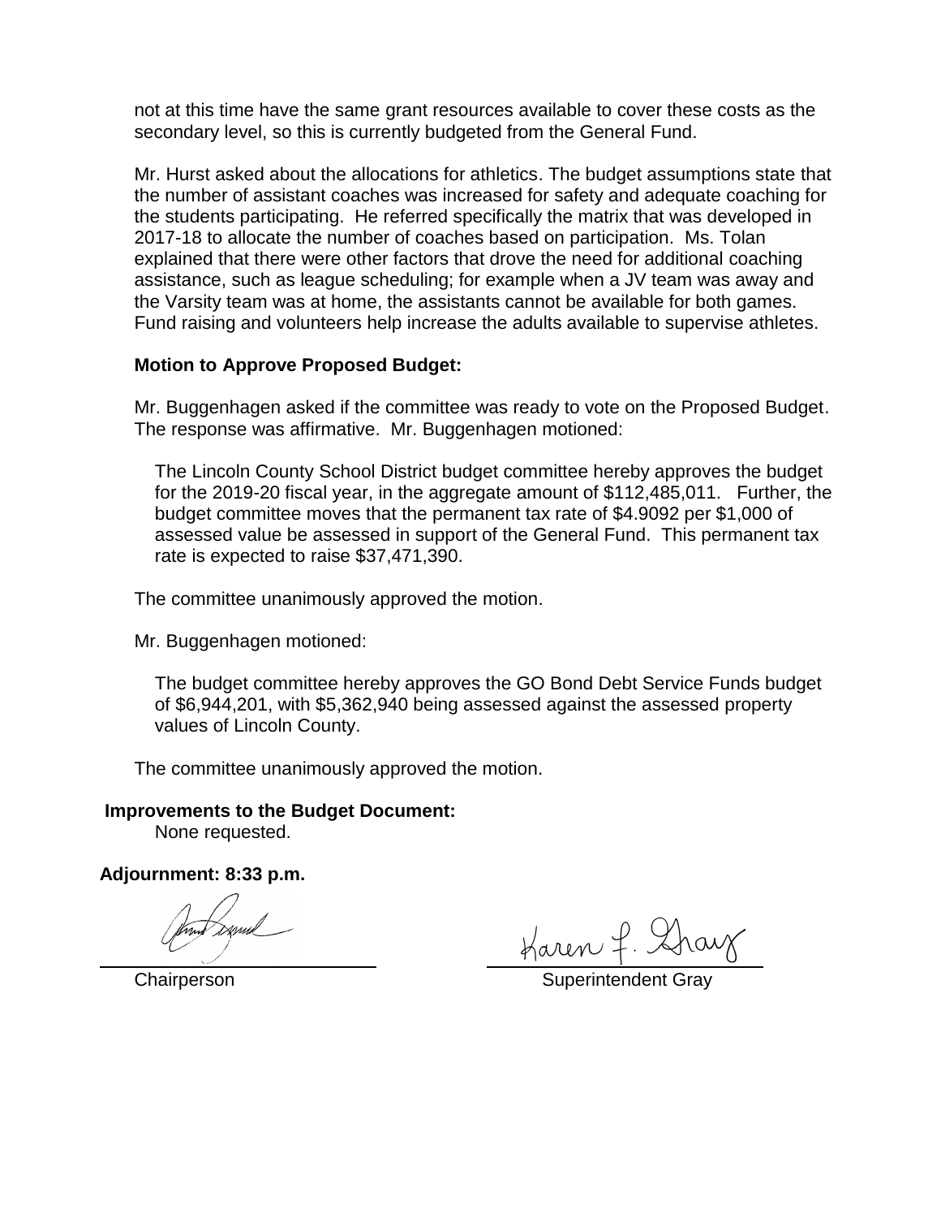not at this time have the same grant resources available to cover these costs as the secondary level, so this is currently budgeted from the General Fund.

Mr. Hurst asked about the allocations for athletics. The budget assumptions state that the number of assistant coaches was increased for safety and adequate coaching for the students participating. He referred specifically the matrix that was developed in 2017-18 to allocate the number of coaches based on participation. Ms. Tolan explained that there were other factors that drove the need for additional coaching assistance, such as league scheduling; for example when a JV team was away and the Varsity team was at home, the assistants cannot be available for both games. Fund raising and volunteers help increase the adults available to supervise athletes.

**Motion to Approve Proposed Budget:**

Mr. Buggenhagen asked if the committee was ready to vote on the Proposed Budget. The response was affirmative. Mr. Buggenhagen motioned:

> The Lincoln County School District budget committee hereby approves the budget for the 2019-20 fiscal year, in the aggregate amount of $112,485,011. Further, the budget committee moves that the permanent tax rate of $4.9092 per $1,000 of assessed value be assessed in support of the General Fund. This permanent tax rate is expected to raise $37,471,390.

The committee unanimously approved the motion.

Mr. Buggenhagen motioned:

> The budget committee hereby approves the GO Bond Debt Service Funds budget of $6,944,201, with $5,362,940 being assessed against the assessed property values of Lincoln County.

The committee unanimously approved the motion.

**Improvements to the Budget Document:**

None requested.

**Adjournment: 8:33 p.m.**

Chairperson

Karen L. Gray

Superintendent Gray